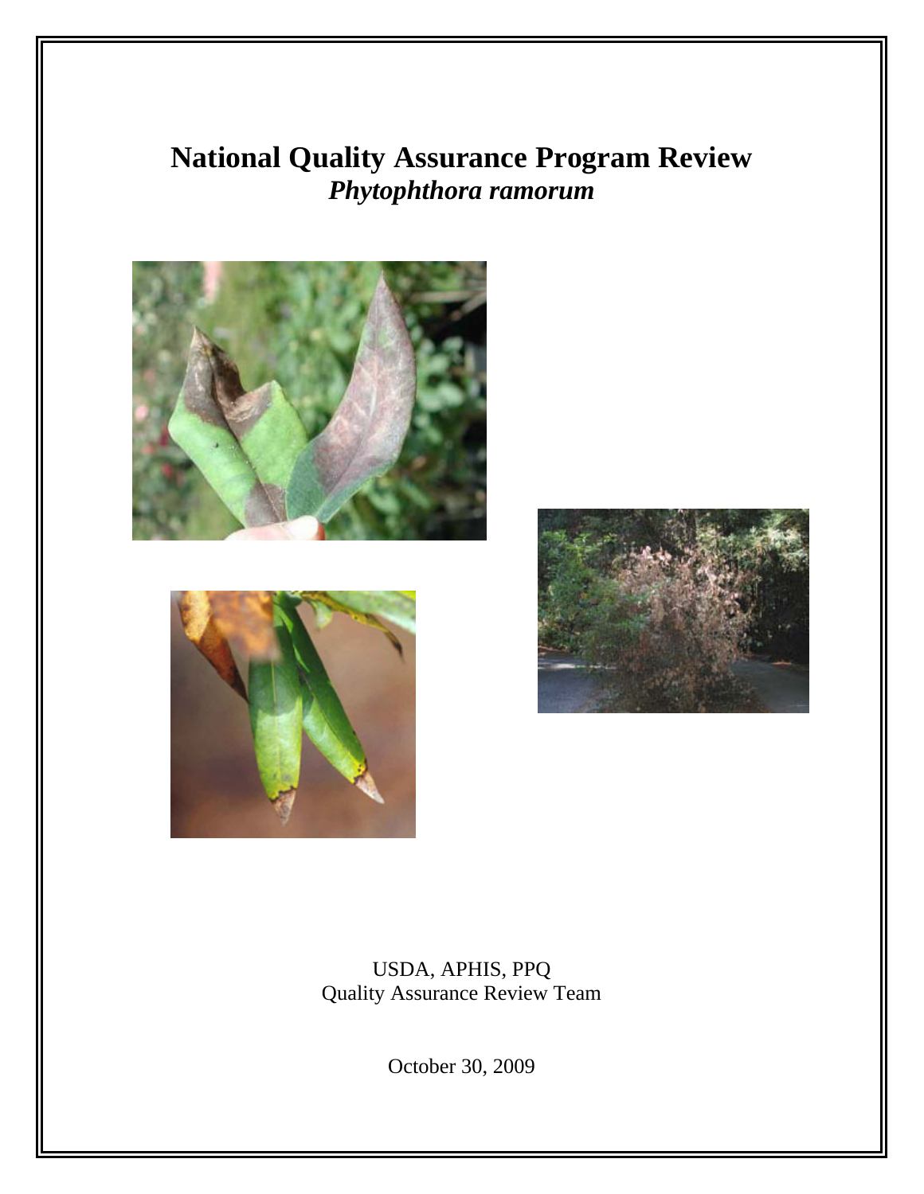# National Quality Assurance Program Review

## *Phytophthora ramorum*

USDA, APHIS, PPQ
Quality Assurance Review Team

October 30, 2009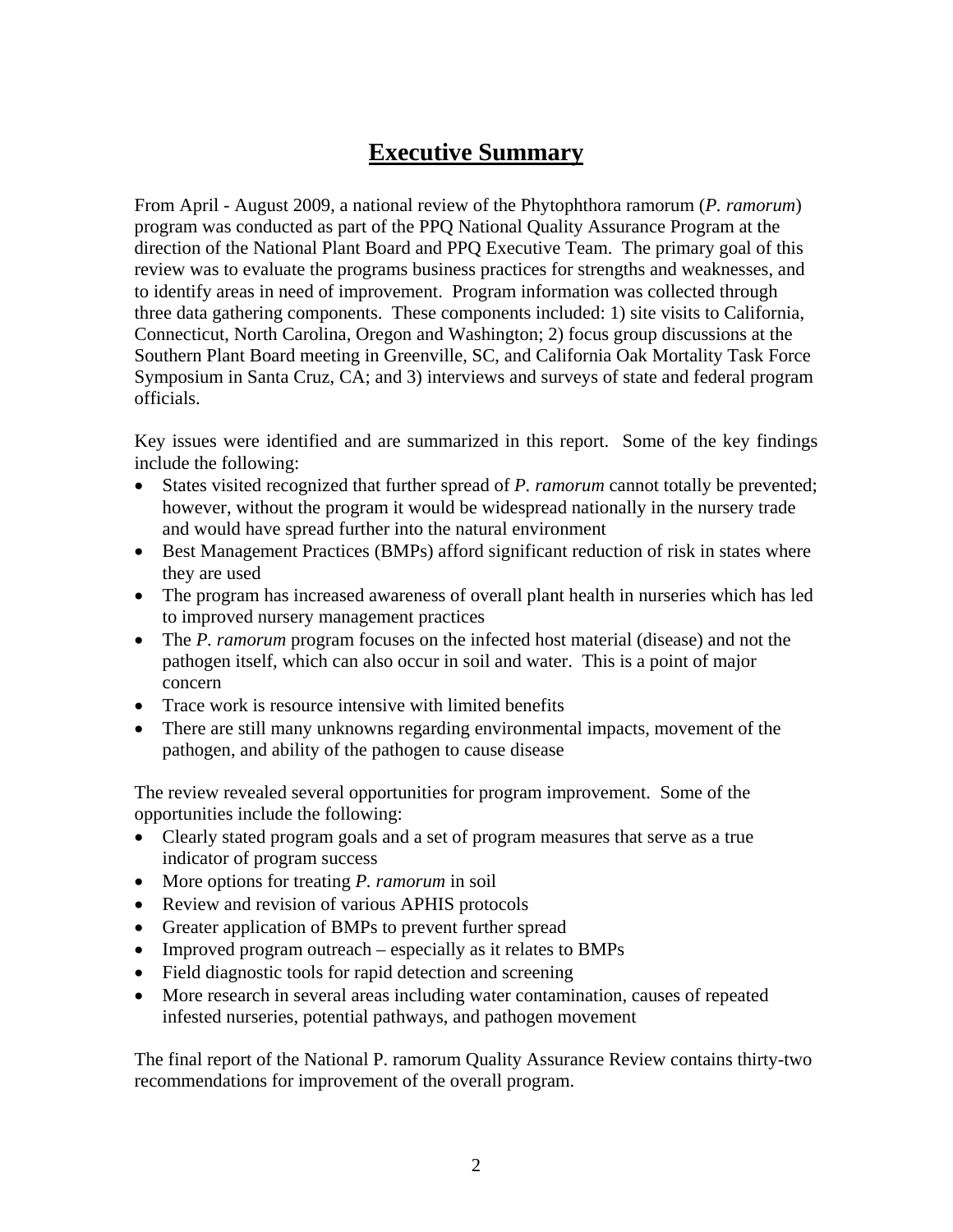# Executive Summary

From April - August 2009, a national review of the Phytophthora ramorum (*P. ramorum*) program was conducted as part of the PPQ National Quality Assurance Program at the direction of the National Plant Board and PPQ Executive Team. The primary goal of this review was to evaluate the programs business practices for strengths and weaknesses, and to identify areas in need of improvement. Program information was collected through three data gathering components. These components included: 1) site visits to California, Connecticut, North Carolina, Oregon and Washington; 2) focus group discussions at the Southern Plant Board meeting in Greenville, SC, and California Oak Mortality Task Force Symposium in Santa Cruz, CA; and 3) interviews and surveys of state and federal program officials.

Key issues were identified and are summarized in this report. Some of the key findings include the following:

- States visited recognized that further spread of *P. ramorum* cannot totally be prevented; however, without the program it would be widespread nationally in the nursery trade and would have spread further into the natural environment
- Best Management Practices (BMPs) afford significant reduction of risk in states where they are used
- The program has increased awareness of overall plant health in nurseries which has led to improved nursery management practices
- The *P. ramorum* program focuses on the infected host material (disease) and not the pathogen itself, which can also occur in soil and water. This is a point of major concern
- Trace work is resource intensive with limited benefits
- There are still many unknowns regarding environmental impacts, movement of the pathogen, and ability of the pathogen to cause disease

The review revealed several opportunities for program improvement. Some of the opportunities include the following:

- Clearly stated program goals and a set of program measures that serve as a true indicator of program success
- More options for treating *P. ramorum* in soil
- Review and revision of various APHIS protocols
- Greater application of BMPs to prevent further spread
- Improved program outreach – especially as it relates to BMPs
- Field diagnostic tools for rapid detection and screening
- More research in several areas including water contamination, causes of repeated infested nurseries, potential pathways, and pathogen movement

The final report of the National P. ramorum Quality Assurance Review contains thirty-two recommendations for improvement of the overall program.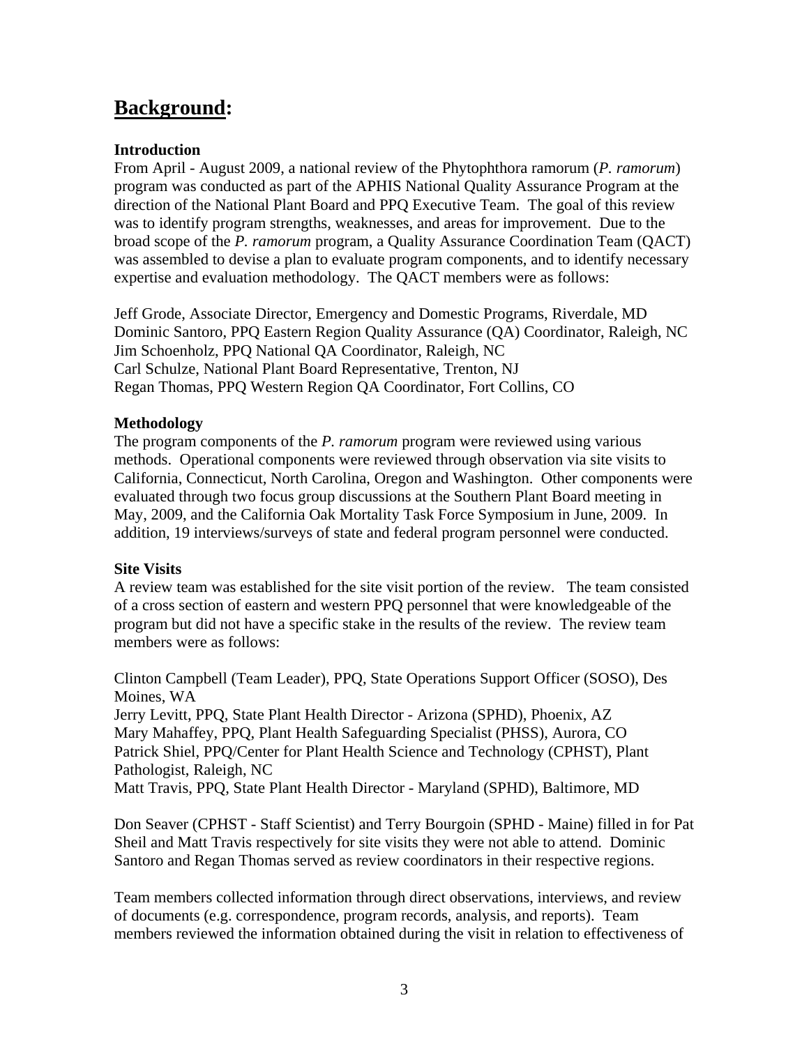# **Background:**

**Introduction**

From April - August 2009, a national review of the Phytophthora ramorum (*P. ramorum*) program was conducted as part of the APHIS National Quality Assurance Program at the direction of the National Plant Board and PPQ Executive Team. The goal of this review was to identify program strengths, weaknesses, and areas for improvement. Due to the broad scope of the *P. ramorum* program, a Quality Assurance Coordination Team (QACT) was assembled to devise a plan to evaluate program components, and to identify necessary expertise and evaluation methodology. The QACT members were as follows:

Jeff Grode, Associate Director, Emergency and Domestic Programs, Riverdale, MD
Dominic Santoro, PPQ Eastern Region Quality Assurance (QA) Coordinator, Raleigh, NC
Jim Schoenholz, PPQ National QA Coordinator, Raleigh, NC
Carl Schulze, National Plant Board Representative, Trenton, NJ
Regan Thomas, PPQ Western Region QA Coordinator, Fort Collins, CO

**Methodology**

The program components of the *P. ramorum* program were reviewed using various methods. Operational components were reviewed through observation via site visits to California, Connecticut, North Carolina, Oregon and Washington. Other components were evaluated through two focus group discussions at the Southern Plant Board meeting in May, 2009, and the California Oak Mortality Task Force Symposium in June, 2009. In addition, 19 interviews/surveys of state and federal program personnel were conducted.

**Site Visits**

A review team was established for the site visit portion of the review. The team consisted of a cross section of eastern and western PPQ personnel that were knowledgeable of the program but did not have a specific stake in the results of the review. The review team members were as follows:

Clinton Campbell (Team Leader), PPQ, State Operations Support Officer (SOSO), Des Moines, WA
Jerry Levitt, PPQ, State Plant Health Director - Arizona (SPHD), Phoenix, AZ
Mary Mahaffey, PPQ, Plant Health Safeguarding Specialist (PHSS), Aurora, CO
Patrick Shiel, PPQ/Center for Plant Health Science and Technology (CPHST), Plant Pathologist, Raleigh, NC
Matt Travis, PPQ, State Plant Health Director - Maryland (SPHD), Baltimore, MD

Don Seaver (CPHST - Staff Scientist) and Terry Bourgoin (SPHD - Maine) filled in for Pat Sheil and Matt Travis respectively for site visits they were not able to attend. Dominic Santoro and Regan Thomas served as review coordinators in their respective regions.

Team members collected information through direct observations, interviews, and review of documents (e.g. correspondence, program records, analysis, and reports). Team members reviewed the information obtained during the visit in relation to effectiveness of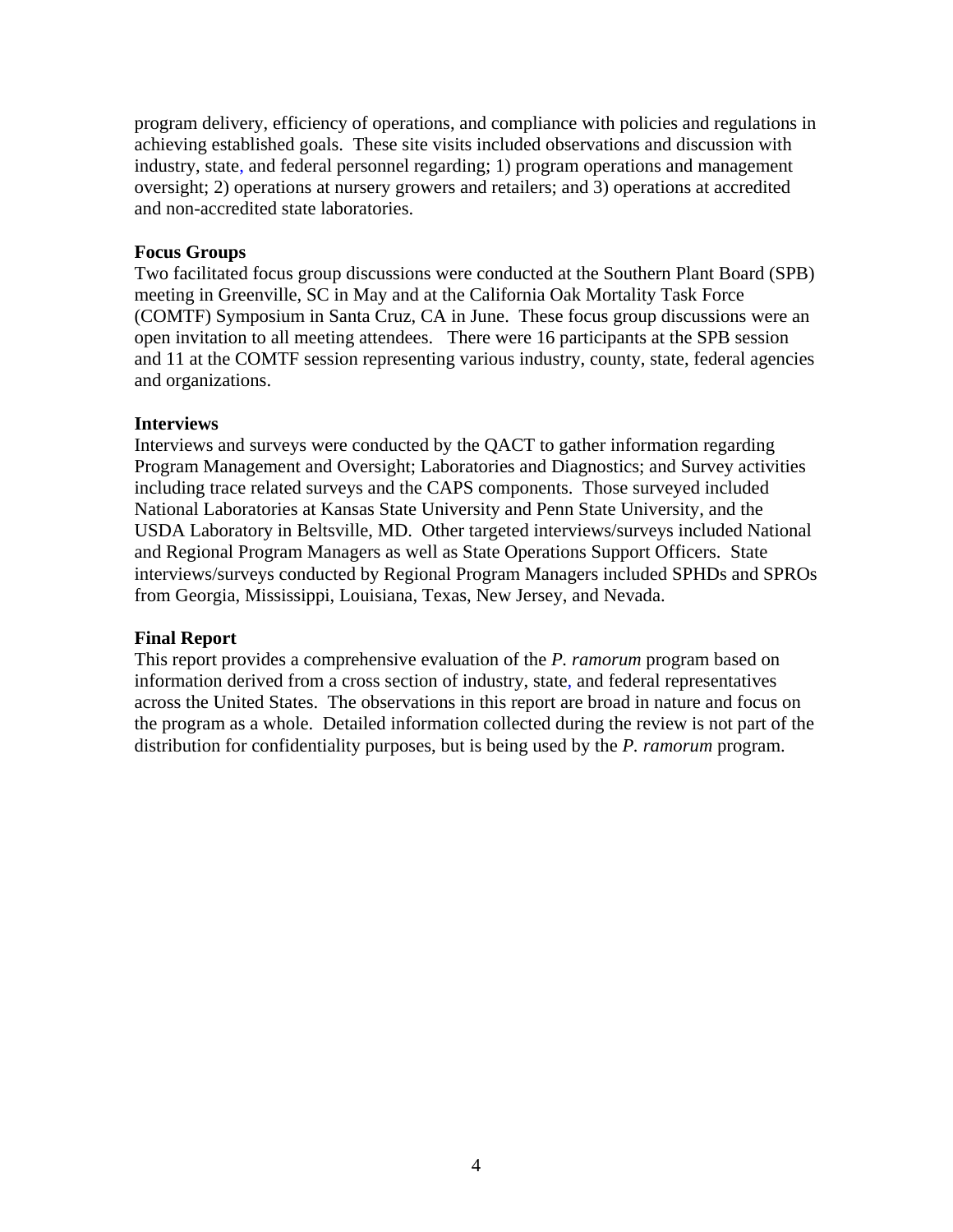program delivery, efficiency of operations, and compliance with policies and regulations in achieving established goals. These site visits included observations and discussion with industry, state, and federal personnel regarding; 1) program operations and management oversight; 2) operations at nursery growers and retailers; and 3) operations at accredited and non-accredited state laboratories.

**Focus Groups**

Two facilitated focus group discussions were conducted at the Southern Plant Board (SPB) meeting in Greenville, SC in May and at the California Oak Mortality Task Force (COMTF) Symposium in Santa Cruz, CA in June. These focus group discussions were an open invitation to all meeting attendees. There were 16 participants at the SPB session and 11 at the COMTF session representing various industry, county, state, federal agencies and organizations.

**Interviews**

Interviews and surveys were conducted by the QACT to gather information regarding Program Management and Oversight; Laboratories and Diagnostics; and Survey activities including trace related surveys and the CAPS components. Those surveyed included National Laboratories at Kansas State University and Penn State University, and the USDA Laboratory in Beltsville, MD. Other targeted interviews/surveys included National and Regional Program Managers as well as State Operations Support Officers. State interviews/surveys conducted by Regional Program Managers included SPHDs and SPROs from Georgia, Mississippi, Louisiana, Texas, New Jersey, and Nevada.

**Final Report**

This report provides a comprehensive evaluation of the *P. ramorum* program based on information derived from a cross section of industry, state, and federal representatives across the United States. The observations in this report are broad in nature and focus on the program as a whole. Detailed information collected during the review is not part of the distribution for confidentiality purposes, but is being used by the *P. ramorum* program.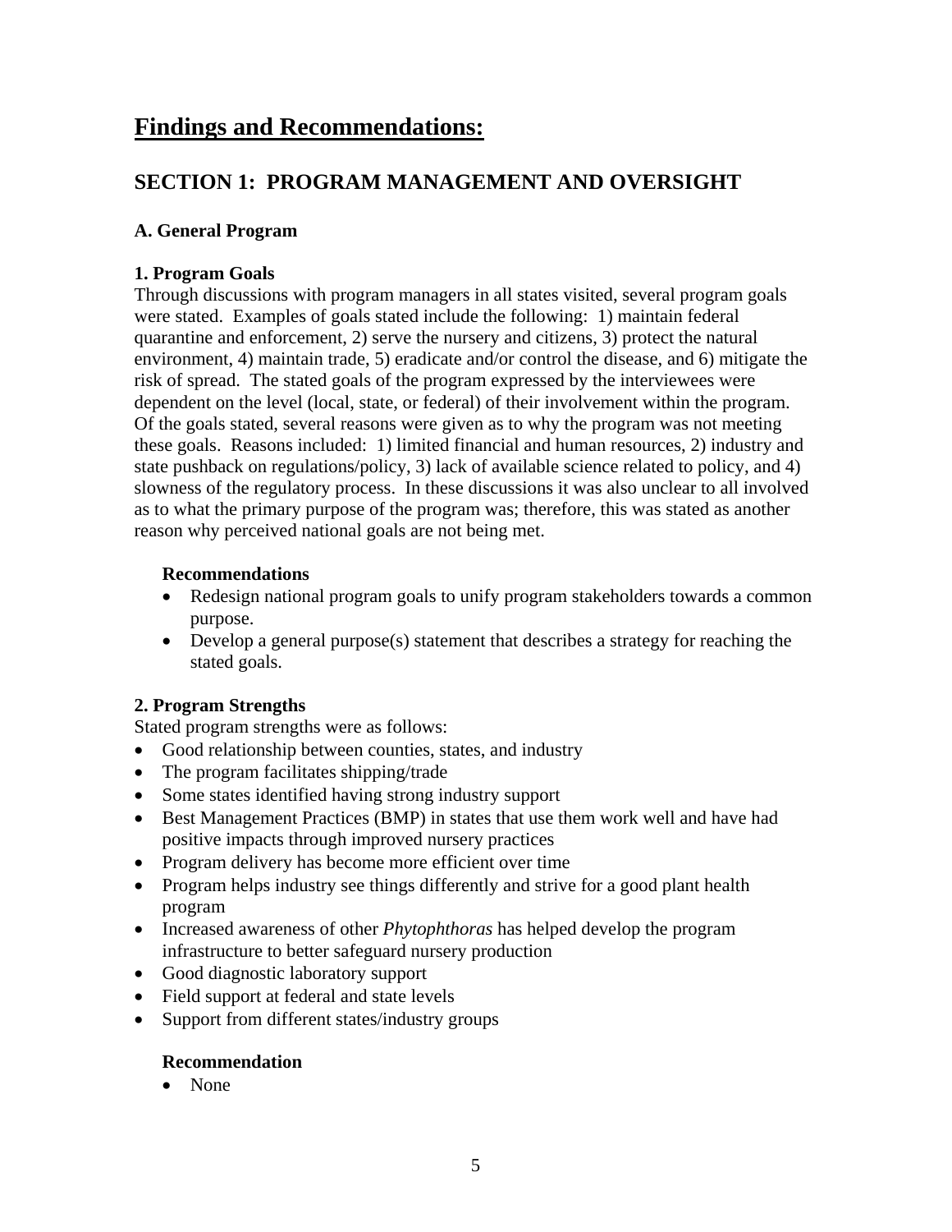# Findings and Recommendations:

## SECTION 1: PROGRAM MANAGEMENT AND OVERSIGHT

### A. General Program

#### 1. Program Goals

Through discussions with program managers in all states visited, several program goals were stated. Examples of goals stated include the following: 1) maintain federal quarantine and enforcement, 2) serve the nursery and citizens, 3) protect the natural environment, 4) maintain trade, 5) eradicate and/or control the disease, and 6) mitigate the risk of spread. The stated goals of the program expressed by the interviewees were dependent on the level (local, state, or federal) of their involvement within the program. Of the goals stated, several reasons were given as to why the program was not meeting these goals. Reasons included: 1) limited financial and human resources, 2) industry and state pushback on regulations/policy, 3) lack of available science related to policy, and 4) slowness of the regulatory process. In these discussions it was also unclear to all involved as to what the primary purpose of the program was; therefore, this was stated as another reason why perceived national goals are not being met.

**Recommendations**

- Redesign national program goals to unify program stakeholders towards a common purpose.
- Develop a general purpose(s) statement that describes a strategy for reaching the stated goals.

#### 2. Program Strengths

Stated program strengths were as follows:

- Good relationship between counties, states, and industry
- The program facilitates shipping/trade
- Some states identified having strong industry support
- Best Management Practices (BMP) in states that use them work well and have had positive impacts through improved nursery practices
- Program delivery has become more efficient over time
- Program helps industry see things differently and strive for a good plant health program
- Increased awareness of other *Phytophthoras* has helped develop the program infrastructure to better safeguard nursery production
- Good diagnostic laboratory support
- Field support at federal and state levels
- Support from different states/industry groups

**Recommendation**

- None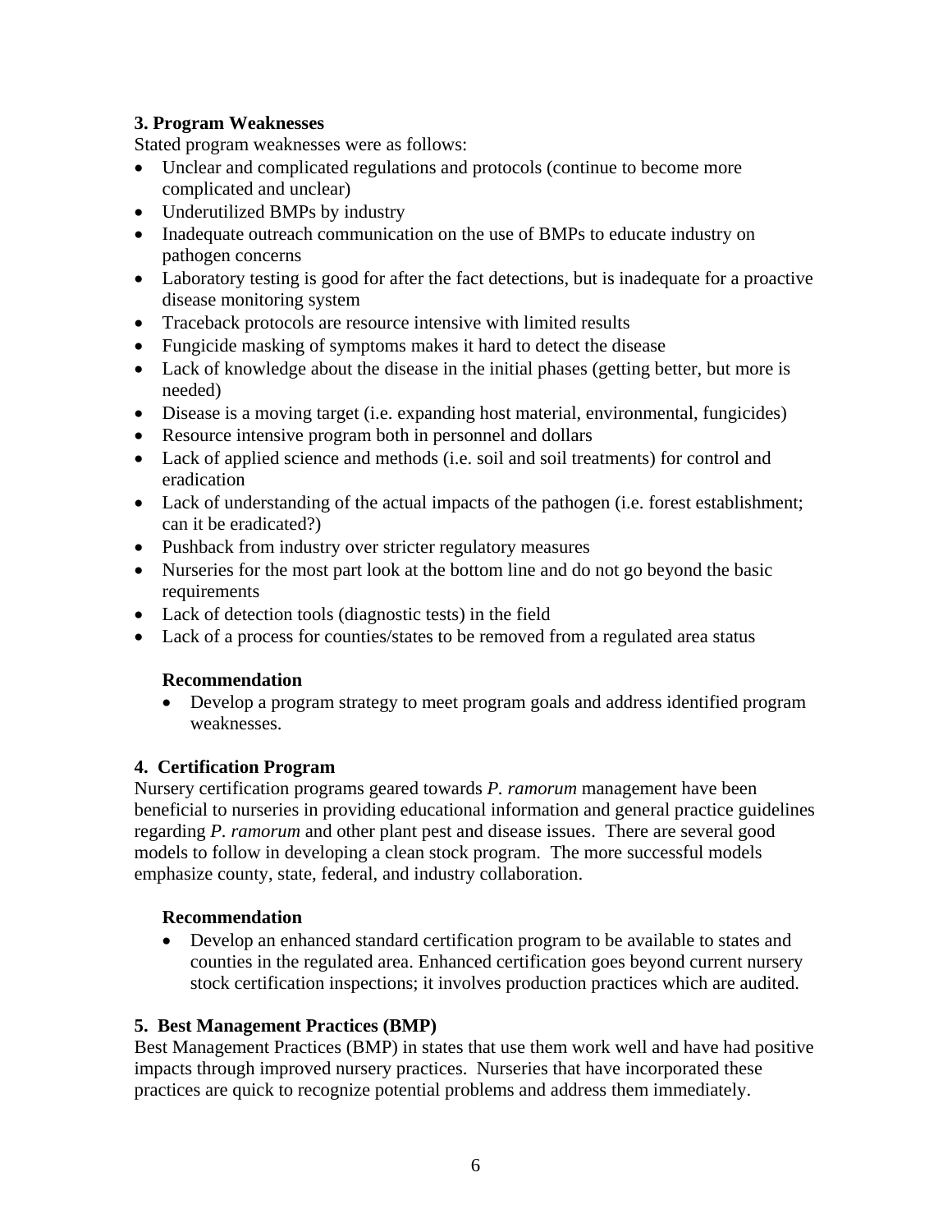### 3. Program Weaknesses

Stated program weaknesses were as follows:

- Unclear and complicated regulations and protocols (continue to become more complicated and unclear)
- Underutilized BMPs by industry
- Inadequate outreach communication on the use of BMPs to educate industry on pathogen concerns
- Laboratory testing is good for after the fact detections, but is inadequate for a proactive disease monitoring system
- Traceback protocols are resource intensive with limited results
- Fungicide masking of symptoms makes it hard to detect the disease
- Lack of knowledge about the disease in the initial phases (getting better, but more is needed)
- Disease is a moving target (i.e. expanding host material, environmental, fungicides)
- Resource intensive program both in personnel and dollars
- Lack of applied science and methods (i.e. soil and soil treatments) for control and eradication
- Lack of understanding of the actual impacts of the pathogen (i.e. forest establishment; can it be eradicated?)
- Pushback from industry over stricter regulatory measures
- Nurseries for the most part look at the bottom line and do not go beyond the basic requirements
- Lack of detection tools (diagnostic tests) in the field
- Lack of a process for counties/states to be removed from a regulated area status

#### Recommendation

- Develop a program strategy to meet program goals and address identified program weaknesses.

### 4. Certification Program

Nursery certification programs geared towards *P. ramorum* management have been beneficial to nurseries in providing educational information and general practice guidelines regarding *P. ramorum* and other plant pest and disease issues. There are several good models to follow in developing a clean stock program. The more successful models emphasize county, state, federal, and industry collaboration.

#### Recommendation

- Develop an enhanced standard certification program to be available to states and counties in the regulated area. Enhanced certification goes beyond current nursery stock certification inspections; it involves production practices which are audited.

### 5. Best Management Practices (BMP)

Best Management Practices (BMP) in states that use them work well and have had positive impacts through improved nursery practices. Nurseries that have incorporated these practices are quick to recognize potential problems and address them immediately.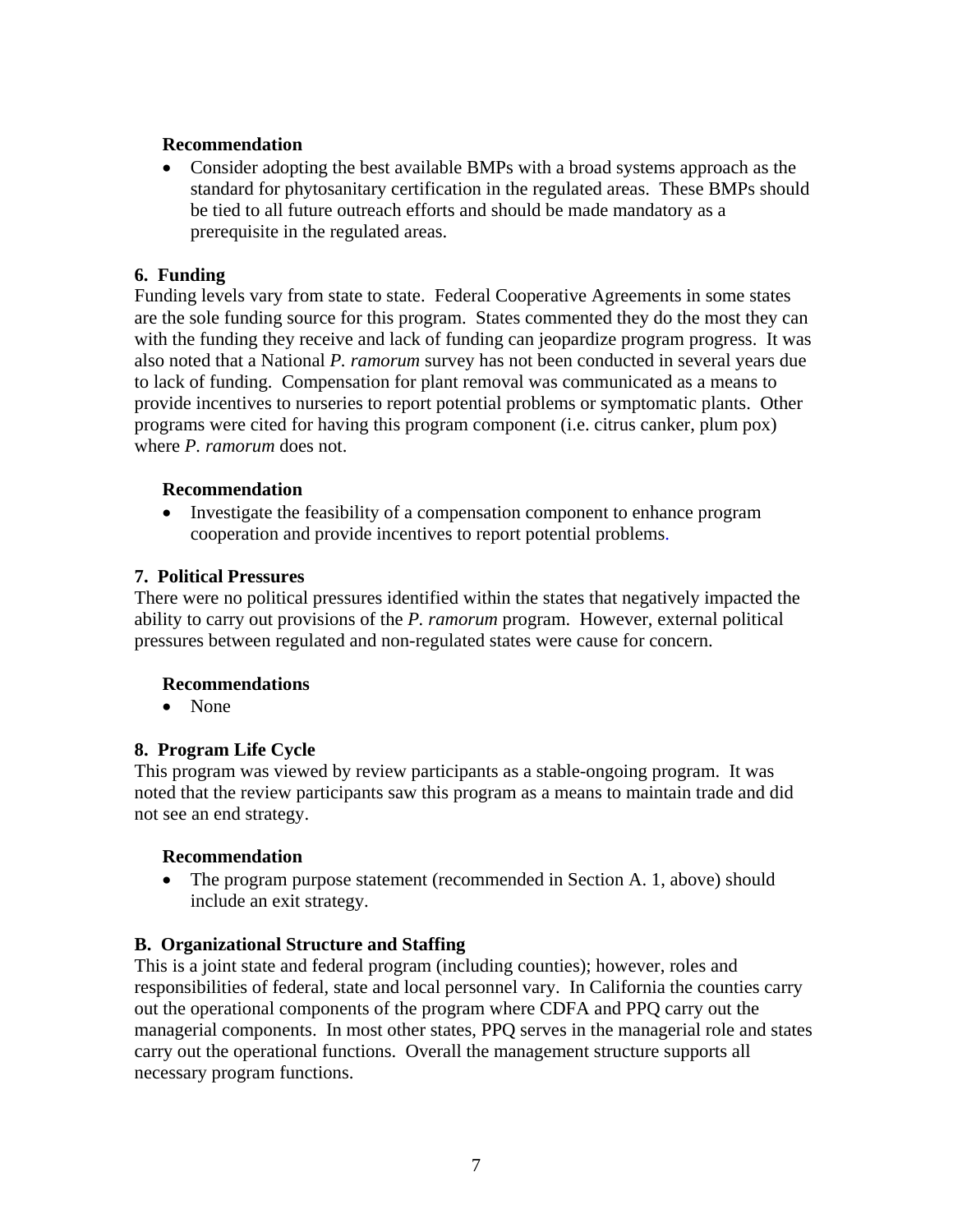**Recommendation**

- Consider adopting the best available BMPs with a broad systems approach as the standard for phytosanitary certification in the regulated areas. These BMPs should be tied to all future outreach efforts and should be made mandatory as a prerequisite in the regulated areas.

### 6. Funding

Funding levels vary from state to state. Federal Cooperative Agreements in some states are the sole funding source for this program. States commented they do the most they can with the funding they receive and lack of funding can jeopardize program progress. It was also noted that a National *P. ramorum* survey has not been conducted in several years due to lack of funding. Compensation for plant removal was communicated as a means to provide incentives to nurseries to report potential problems or symptomatic plants. Other programs were cited for having this program component (i.e. citrus canker, plum pox) where *P. ramorum* does not.

**Recommendation**

- Investigate the feasibility of a compensation component to enhance program cooperation and provide incentives to report potential problems.

### 7. Political Pressures

There were no political pressures identified within the states that negatively impacted the ability to carry out provisions of the *P. ramorum* program. However, external political pressures between regulated and non-regulated states were cause for concern.

**Recommendations**

- None

### 8. Program Life Cycle

This program was viewed by review participants as a stable-ongoing program. It was noted that the review participants saw this program as a means to maintain trade and did not see an end strategy.

**Recommendation**

- The program purpose statement (recommended in Section A. 1, above) should include an exit strategy.

## B. Organizational Structure and Staffing

This is a joint state and federal program (including counties); however, roles and responsibilities of federal, state and local personnel vary. In California the counties carry out the operational components of the program where CDFA and PPQ carry out the managerial components. In most other states, PPQ serves in the managerial role and states carry out the operational functions. Overall the management structure supports all necessary program functions.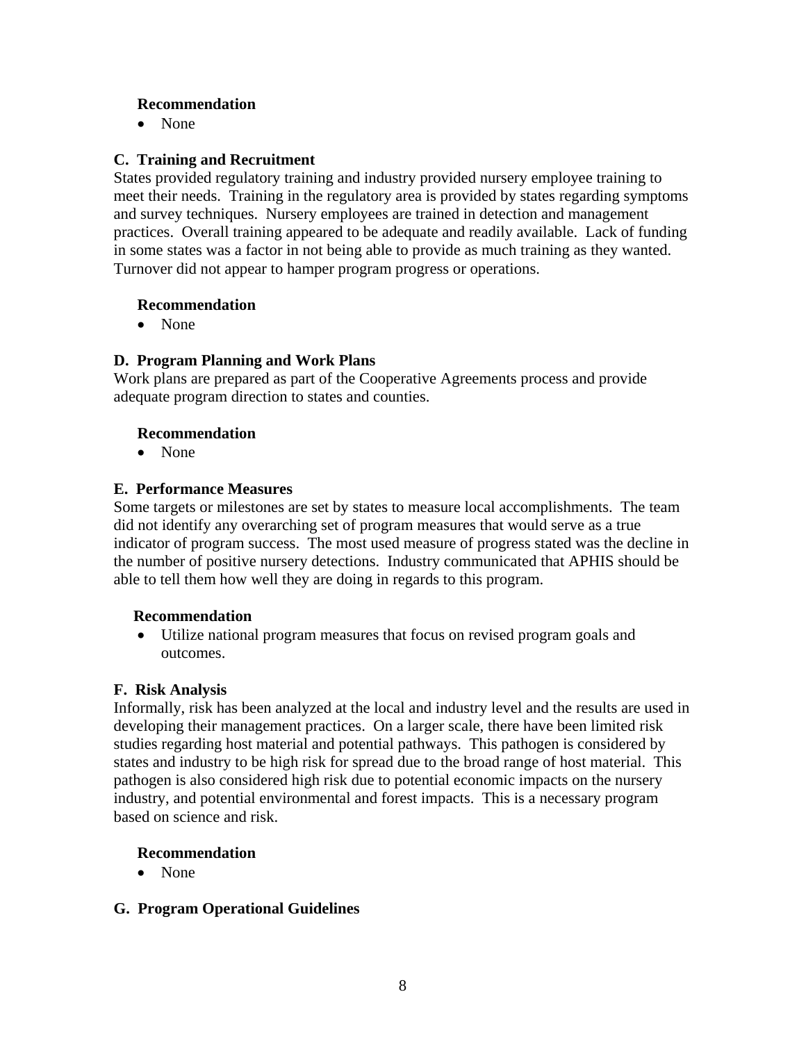**Recommendation**

- None

### C. Training and Recruitment

States provided regulatory training and industry provided nursery employee training to meet their needs. Training in the regulatory area is provided by states regarding symptoms and survey techniques. Nursery employees are trained in detection and management practices. Overall training appeared to be adequate and readily available. Lack of funding in some states was a factor in not being able to provide as much training as they wanted. Turnover did not appear to hamper program progress or operations.

**Recommendation**

- None

### D. Program Planning and Work Plans

Work plans are prepared as part of the Cooperative Agreements process and provide adequate program direction to states and counties.

**Recommendation**

- None

### E. Performance Measures

Some targets or milestones are set by states to measure local accomplishments. The team did not identify any overarching set of program measures that would serve as a true indicator of program success. The most used measure of progress stated was the decline in the number of positive nursery detections. Industry communicated that APHIS should be able to tell them how well they are doing in regards to this program.

**Recommendation**

- Utilize national program measures that focus on revised program goals and outcomes.

### F. Risk Analysis

Informally, risk has been analyzed at the local and industry level and the results are used in developing their management practices. On a larger scale, there have been limited risk studies regarding host material and potential pathways. This pathogen is considered by states and industry to be high risk for spread due to the broad range of host material. This pathogen is also considered high risk due to potential economic impacts on the nursery industry, and potential environmental and forest impacts. This is a necessary program based on science and risk.

**Recommendation**

- None

### G. Program Operational Guidelines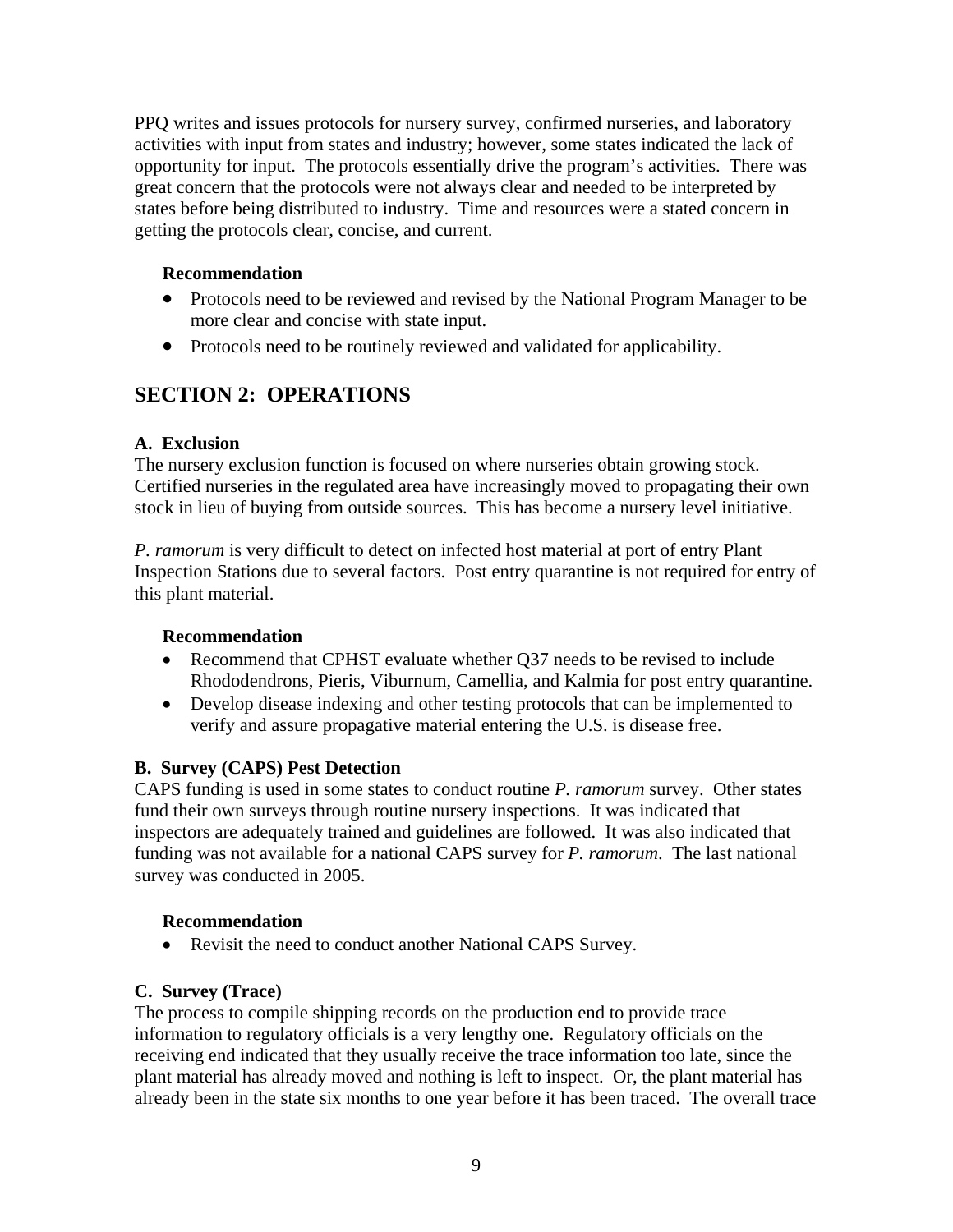PPQ writes and issues protocols for nursery survey, confirmed nurseries, and laboratory activities with input from states and industry; however, some states indicated the lack of opportunity for input. The protocols essentially drive the program's activities. There was great concern that the protocols were not always clear and needed to be interpreted by states before being distributed to industry. Time and resources were a stated concern in getting the protocols clear, concise, and current.

**Recommendation**

- Protocols need to be reviewed and revised by the National Program Manager to be more clear and concise with state input.
- Protocols need to be routinely reviewed and validated for applicability.

## SECTION 2: OPERATIONS

**A. Exclusion**

The nursery exclusion function is focused on where nurseries obtain growing stock. Certified nurseries in the regulated area have increasingly moved to propagating their own stock in lieu of buying from outside sources. This has become a nursery level initiative.

*P. ramorum* is very difficult to detect on infected host material at port of entry Plant Inspection Stations due to several factors. Post entry quarantine is not required for entry of this plant material.

**Recommendation**

- Recommend that CPHST evaluate whether Q37 needs to be revised to include Rhododendrons, Pieris, Viburnum, Camellia, and Kalmia for post entry quarantine.
- Develop disease indexing and other testing protocols that can be implemented to verify and assure propagative material entering the U.S. is disease free.

**B. Survey (CAPS) Pest Detection**

CAPS funding is used in some states to conduct routine *P. ramorum* survey. Other states fund their own surveys through routine nursery inspections. It was indicated that inspectors are adequately trained and guidelines are followed. It was also indicated that funding was not available for a national CAPS survey for *P. ramorum*. The last national survey was conducted in 2005.

**Recommendation**

- Revisit the need to conduct another National CAPS Survey.

**C. Survey (Trace)**

The process to compile shipping records on the production end to provide trace information to regulatory officials is a very lengthy one. Regulatory officials on the receiving end indicated that they usually receive the trace information too late, since the plant material has already moved and nothing is left to inspect. Or, the plant material has already been in the state six months to one year before it has been traced. The overall trace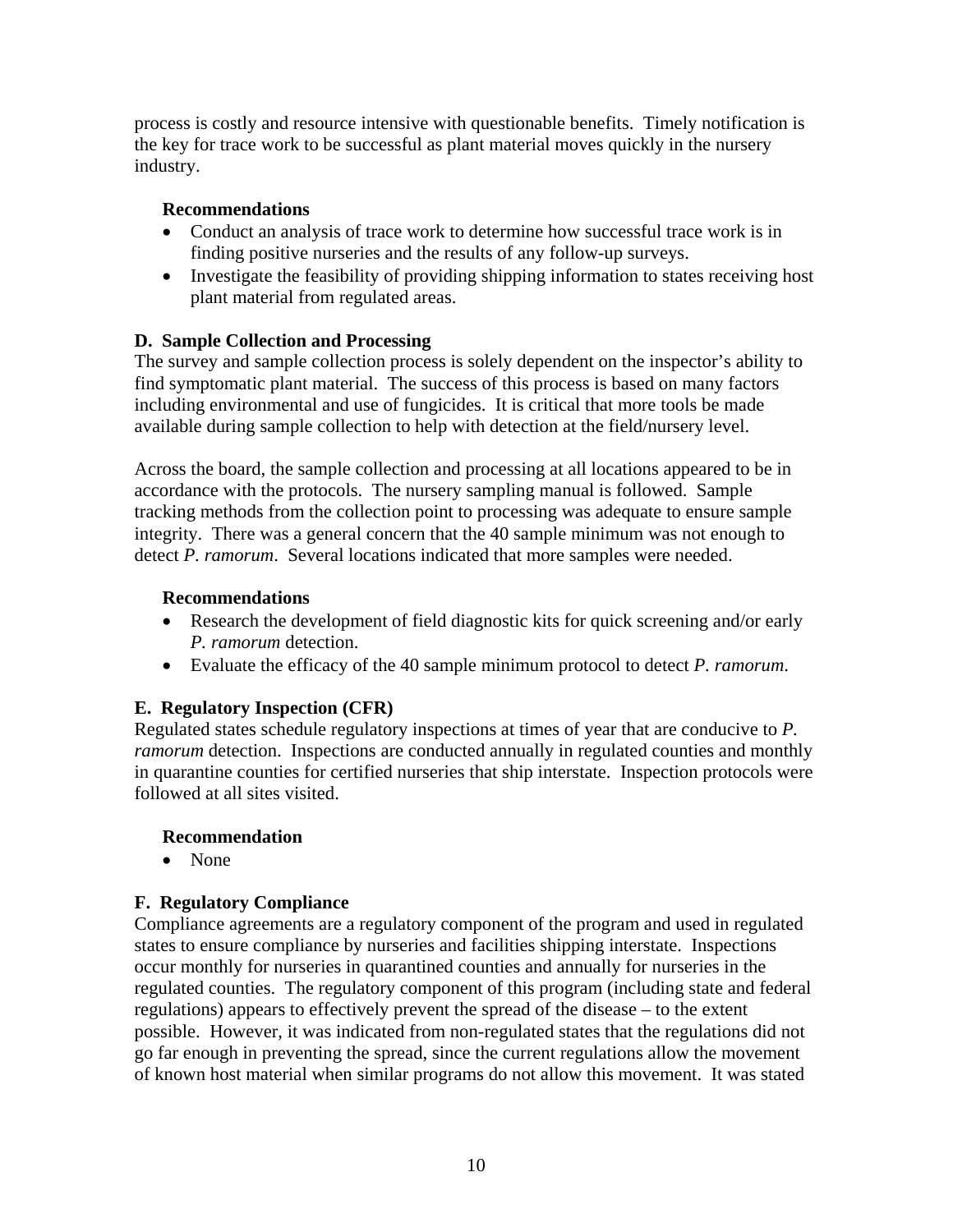process is costly and resource intensive with questionable benefits. Timely notification is the key for trace work to be successful as plant material moves quickly in the nursery industry.

**Recommendations**

- Conduct an analysis of trace work to determine how successful trace work is in finding positive nurseries and the results of any follow-up surveys.
- Investigate the feasibility of providing shipping information to states receiving host plant material from regulated areas.

### D. Sample Collection and Processing

The survey and sample collection process is solely dependent on the inspector's ability to find symptomatic plant material. The success of this process is based on many factors including environmental and use of fungicides. It is critical that more tools be made available during sample collection to help with detection at the field/nursery level.

Across the board, the sample collection and processing at all locations appeared to be in accordance with the protocols. The nursery sampling manual is followed. Sample tracking methods from the collection point to processing was adequate to ensure sample integrity. There was a general concern that the 40 sample minimum was not enough to detect *P. ramorum*. Several locations indicated that more samples were needed.

**Recommendations**

- Research the development of field diagnostic kits for quick screening and/or early *P. ramorum* detection.
- Evaluate the efficacy of the 40 sample minimum protocol to detect *P. ramorum*.

### E. Regulatory Inspection (CFR)

Regulated states schedule regulatory inspections at times of year that are conducive to *P. ramorum* detection. Inspections are conducted annually in regulated counties and monthly in quarantine counties for certified nurseries that ship interstate. Inspection protocols were followed at all sites visited.

**Recommendation**

- None

### F. Regulatory Compliance

Compliance agreements are a regulatory component of the program and used in regulated states to ensure compliance by nurseries and facilities shipping interstate. Inspections occur monthly for nurseries in quarantined counties and annually for nurseries in the regulated counties. The regulatory component of this program (including state and federal regulations) appears to effectively prevent the spread of the disease – to the extent possible. However, it was indicated from non-regulated states that the regulations did not go far enough in preventing the spread, since the current regulations allow the movement of known host material when similar programs do not allow this movement. It was stated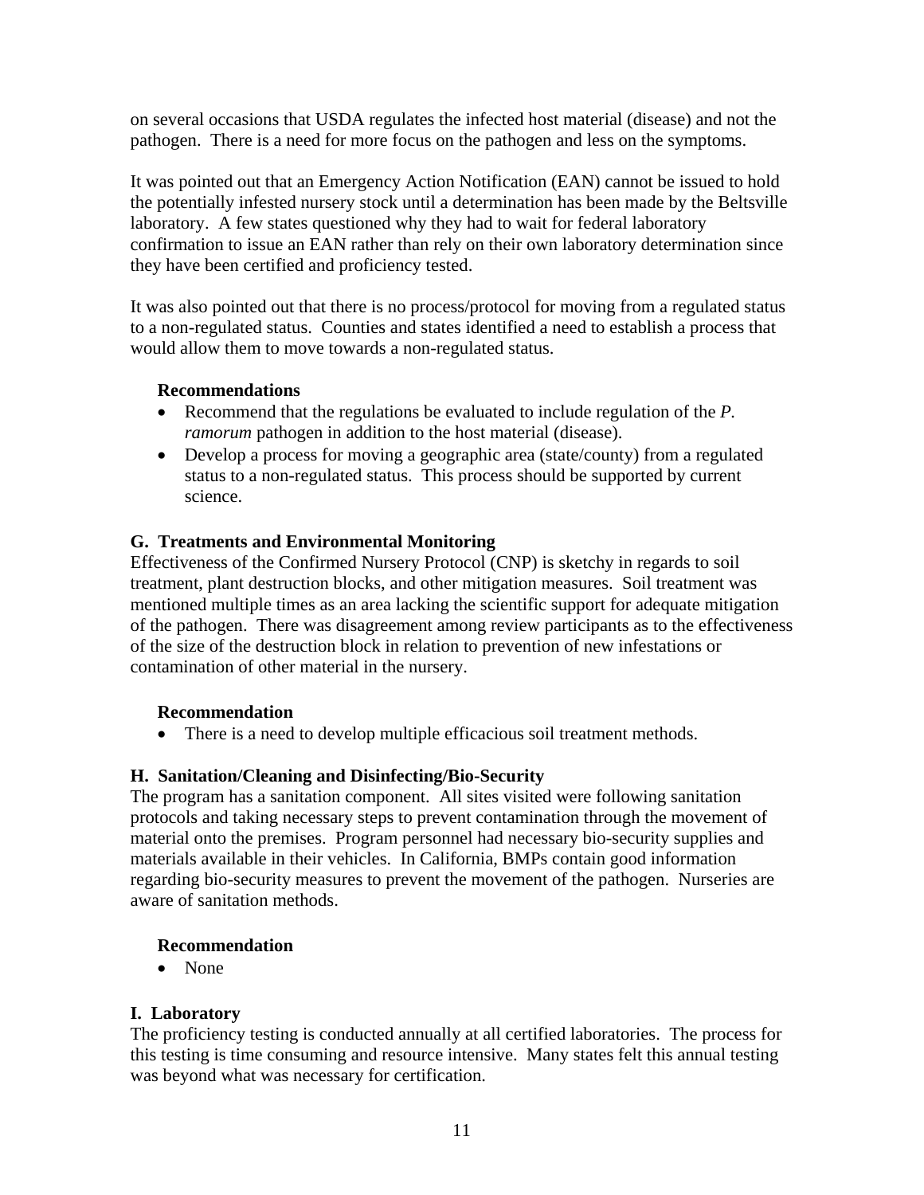on several occasions that USDA regulates the infected host material (disease) and not the pathogen. There is a need for more focus on the pathogen and less on the symptoms.

It was pointed out that an Emergency Action Notification (EAN) cannot be issued to hold the potentially infested nursery stock until a determination has been made by the Beltsville laboratory. A few states questioned why they had to wait for federal laboratory confirmation to issue an EAN rather than rely on their own laboratory determination since they have been certified and proficiency tested.

It was also pointed out that there is no process/protocol for moving from a regulated status to a non-regulated status. Counties and states identified a need to establish a process that would allow them to move towards a non-regulated status.

**Recommendations**

- Recommend that the regulations be evaluated to include regulation of the *P. ramorum* pathogen in addition to the host material (disease).
- Develop a process for moving a geographic area (state/county) from a regulated status to a non-regulated status. This process should be supported by current science.

### G. Treatments and Environmental Monitoring

Effectiveness of the Confirmed Nursery Protocol (CNP) is sketchy in regards to soil treatment, plant destruction blocks, and other mitigation measures. Soil treatment was mentioned multiple times as an area lacking the scientific support for adequate mitigation of the pathogen. There was disagreement among review participants as to the effectiveness of the size of the destruction block in relation to prevention of new infestations or contamination of other material in the nursery.

**Recommendation**

- There is a need to develop multiple efficacious soil treatment methods.

### H. Sanitation/Cleaning and Disinfecting/Bio-Security

The program has a sanitation component. All sites visited were following sanitation protocols and taking necessary steps to prevent contamination through the movement of material onto the premises. Program personnel had necessary bio-security supplies and materials available in their vehicles. In California, BMPs contain good information regarding bio-security measures to prevent the movement of the pathogen. Nurseries are aware of sanitation methods.

**Recommendation**

- None

### I. Laboratory

The proficiency testing is conducted annually at all certified laboratories. The process for this testing is time consuming and resource intensive. Many states felt this annual testing was beyond what was necessary for certification.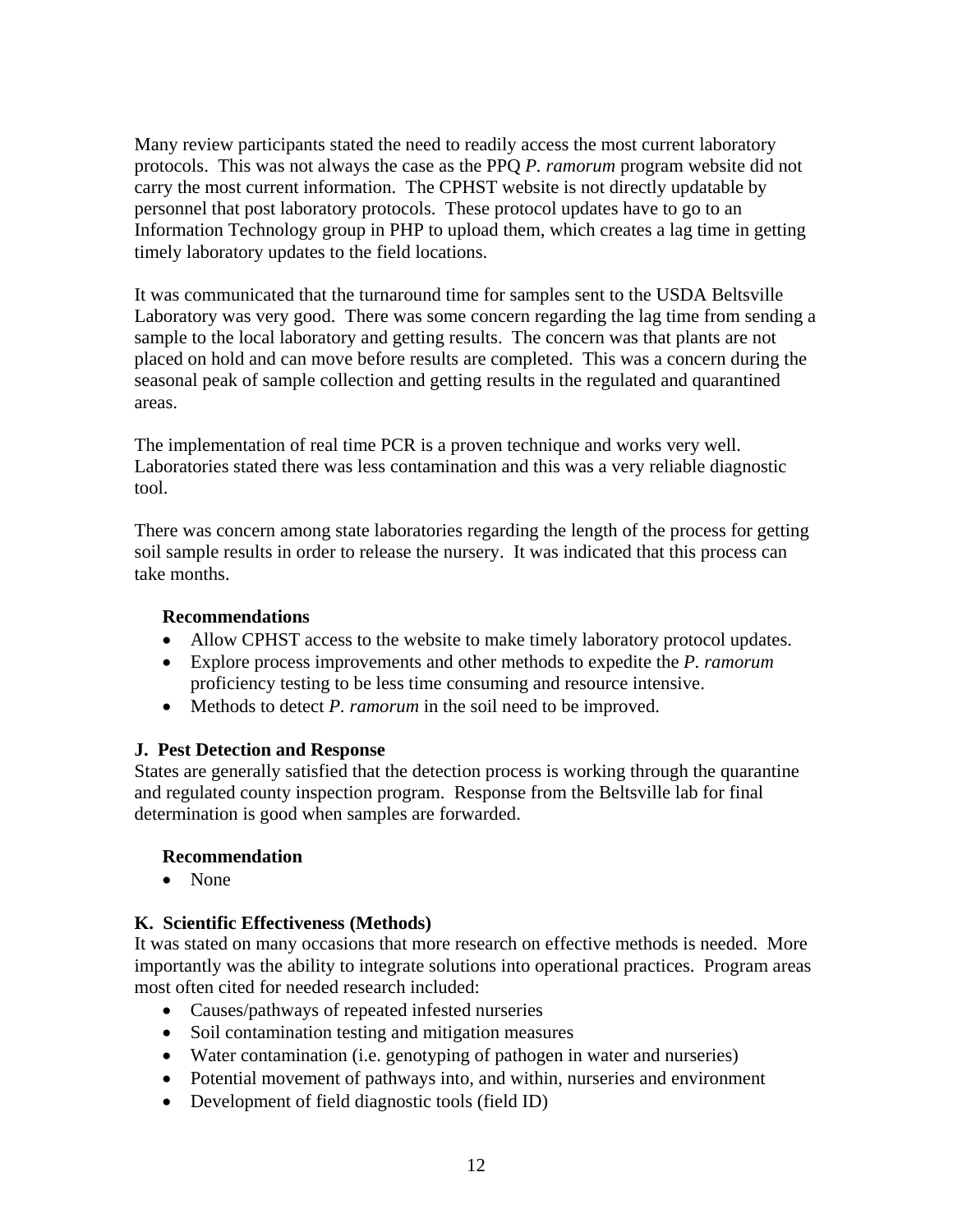Many review participants stated the need to readily access the most current laboratory protocols. This was not always the case as the PPQ *P. ramorum* program website did not carry the most current information. The CPHST website is not directly updatable by personnel that post laboratory protocols. These protocol updates have to go to an Information Technology group in PHP to upload them, which creates a lag time in getting timely laboratory updates to the field locations.

It was communicated that the turnaround time for samples sent to the USDA Beltsville Laboratory was very good. There was some concern regarding the lag time from sending a sample to the local laboratory and getting results. The concern was that plants are not placed on hold and can move before results are completed. This was a concern during the seasonal peak of sample collection and getting results in the regulated and quarantined areas.

The implementation of real time PCR is a proven technique and works very well. Laboratories stated there was less contamination and this was a very reliable diagnostic tool.

There was concern among state laboratories regarding the length of the process for getting soil sample results in order to release the nursery. It was indicated that this process can take months.

**Recommendations**

- Allow CPHST access to the website to make timely laboratory protocol updates.
- Explore process improvements and other methods to expedite the *P. ramorum* proficiency testing to be less time consuming and resource intensive.
- Methods to detect *P. ramorum* in the soil need to be improved.

### J. Pest Detection and Response

States are generally satisfied that the detection process is working through the quarantine and regulated county inspection program. Response from the Beltsville lab for final determination is good when samples are forwarded.

**Recommendation**

- None

### K. Scientific Effectiveness (Methods)

It was stated on many occasions that more research on effective methods is needed. More importantly was the ability to integrate solutions into operational practices. Program areas most often cited for needed research included:

- Causes/pathways of repeated infested nurseries
- Soil contamination testing and mitigation measures
- Water contamination (i.e. genotyping of pathogen in water and nurseries)
- Potential movement of pathways into, and within, nurseries and environment
- Development of field diagnostic tools (field ID)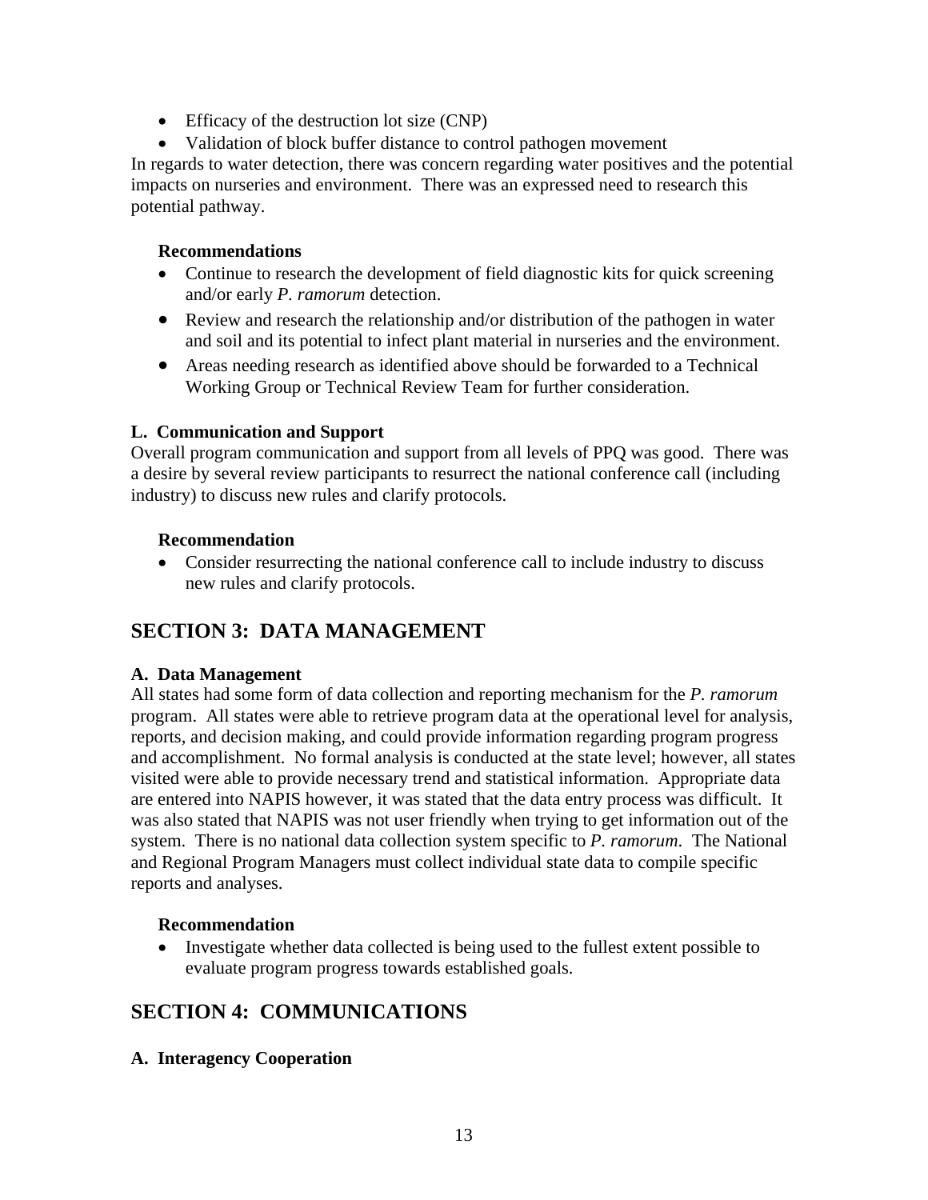- Efficacy of the destruction lot size (CNP)
- Validation of block buffer distance to control pathogen movement

In regards to water detection, there was concern regarding water positives and the potential impacts on nurseries and environment. There was an expressed need to research this potential pathway.

**Recommendations**

- Continue to research the development of field diagnostic kits for quick screening and/or early *P. ramorum* detection.
- Review and research the relationship and/or distribution of the pathogen in water and soil and its potential to infect plant material in nurseries and the environment.
- Areas needing research as identified above should be forwarded to a Technical Working Group or Technical Review Team for further consideration.

**L. Communication and Support**

Overall program communication and support from all levels of PPQ was good. There was a desire by several review participants to resurrect the national conference call (including industry) to discuss new rules and clarify protocols.

**Recommendation**

- Consider resurrecting the national conference call to include industry to discuss new rules and clarify protocols.

## SECTION 3: DATA MANAGEMENT

**A. Data Management**

All states had some form of data collection and reporting mechanism for the *P. ramorum* program. All states were able to retrieve program data at the operational level for analysis, reports, and decision making, and could provide information regarding program progress and accomplishment. No formal analysis is conducted at the state level; however, all states visited were able to provide necessary trend and statistical information. Appropriate data are entered into NAPIS however, it was stated that the data entry process was difficult. It was also stated that NAPIS was not user friendly when trying to get information out of the system. There is no national data collection system specific to *P. ramorum*. The National and Regional Program Managers must collect individual state data to compile specific reports and analyses.

**Recommendation**

- Investigate whether data collected is being used to the fullest extent possible to evaluate program progress towards established goals.

## SECTION 4: COMMUNICATIONS

**A. Interagency Cooperation**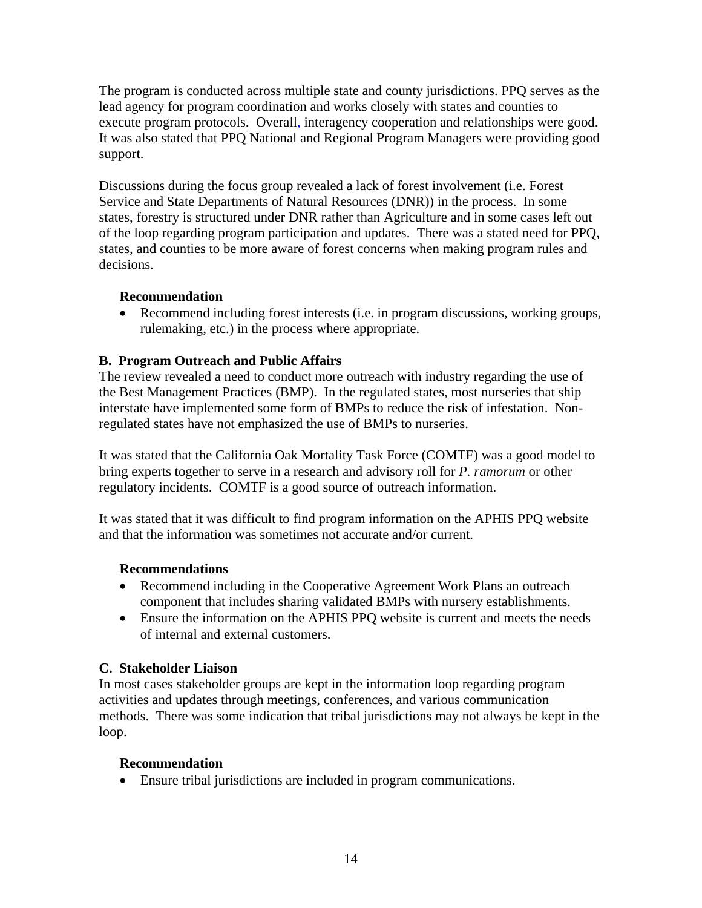The program is conducted across multiple state and county jurisdictions. PPQ serves as the lead agency for program coordination and works closely with states and counties to execute program protocols. Overall, interagency cooperation and relationships were good. It was also stated that PPQ National and Regional Program Managers were providing good support.

Discussions during the focus group revealed a lack of forest involvement (i.e. Forest Service and State Departments of Natural Resources (DNR)) in the process. In some states, forestry is structured under DNR rather than Agriculture and in some cases left out of the loop regarding program participation and updates. There was a stated need for PPQ, states, and counties to be more aware of forest concerns when making program rules and decisions.

**Recommendation**

- Recommend including forest interests (i.e. in program discussions, working groups, rulemaking, etc.) in the process where appropriate.

**B. Program Outreach and Public Affairs**

The review revealed a need to conduct more outreach with industry regarding the use of the Best Management Practices (BMP). In the regulated states, most nurseries that ship interstate have implemented some form of BMPs to reduce the risk of infestation. Non-regulated states have not emphasized the use of BMPs to nurseries.

It was stated that the California Oak Mortality Task Force (COMTF) was a good model to bring experts together to serve in a research and advisory roll for *P. ramorum* or other regulatory incidents. COMTF is a good source of outreach information.

It was stated that it was difficult to find program information on the APHIS PPQ website and that the information was sometimes not accurate and/or current.

**Recommendations**

- Recommend including in the Cooperative Agreement Work Plans an outreach component that includes sharing validated BMPs with nursery establishments.
- Ensure the information on the APHIS PPQ website is current and meets the needs of internal and external customers.

**C. Stakeholder Liaison**

In most cases stakeholder groups are kept in the information loop regarding program activities and updates through meetings, conferences, and various communication methods. There was some indication that tribal jurisdictions may not always be kept in the loop.

**Recommendation**

- Ensure tribal jurisdictions are included in program communications.